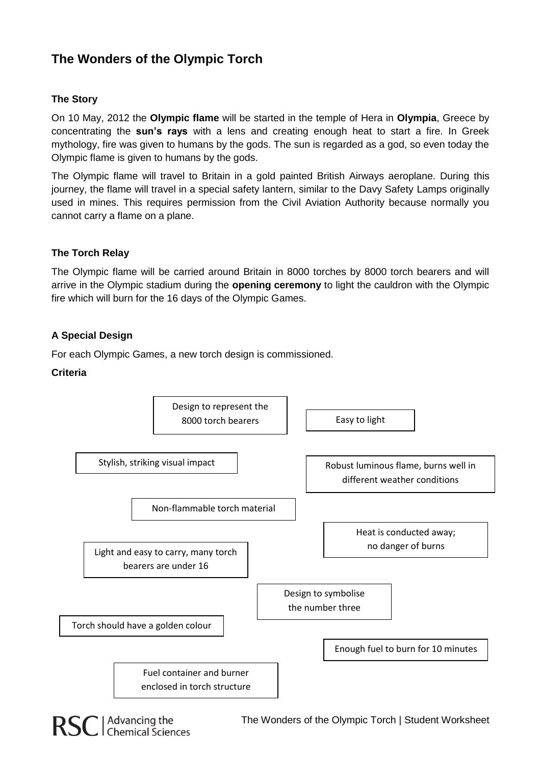# The Wonders of the Olympic Torch

### The Story

On 10 May, 2012 the **Olympic flame** will be started in the temple of Hera in **Olympia**, Greece by concentrating the **sun's rays** with a lens and creating enough heat to start a fire. In Greek mythology, fire was given to humans by the gods. The sun is regarded as a god, so even today the Olympic flame is given to humans by the gods.

The Olympic flame will travel to Britain in a gold painted British Airways aeroplane. During this journey, the flame will travel in a special safety lantern, similar to the Davy Safety Lamps originally used in mines. This requires permission from the Civil Aviation Authority because normally you cannot carry a flame on a plane.

### The Torch Relay

The Olympic flame will be carried around Britain in 8000 torches by 8000 torch bearers and will arrive in the Olympic stadium during the **opening ceremony** to light the cauldron with the Olympic fire which will burn for the 16 days of the Olympic Games.

### A Special Design

For each Olympic Games, a new torch design is commissioned.

**Criteria**

- Design to represent the 8000 torch bearers
- Easy to light
- Stylish, striking visual impact
- Robust luminous flame, burns well in different weather conditions
- Non-flammable torch material
- Heat is conducted away; no danger of burns
- Light and easy to carry, many torch bearers are under 16
- Design to symbolise the number three
- Torch should have a golden colour
- Enough fuel to burn for 10 minutes
- Fuel container and burner enclosed in torch structure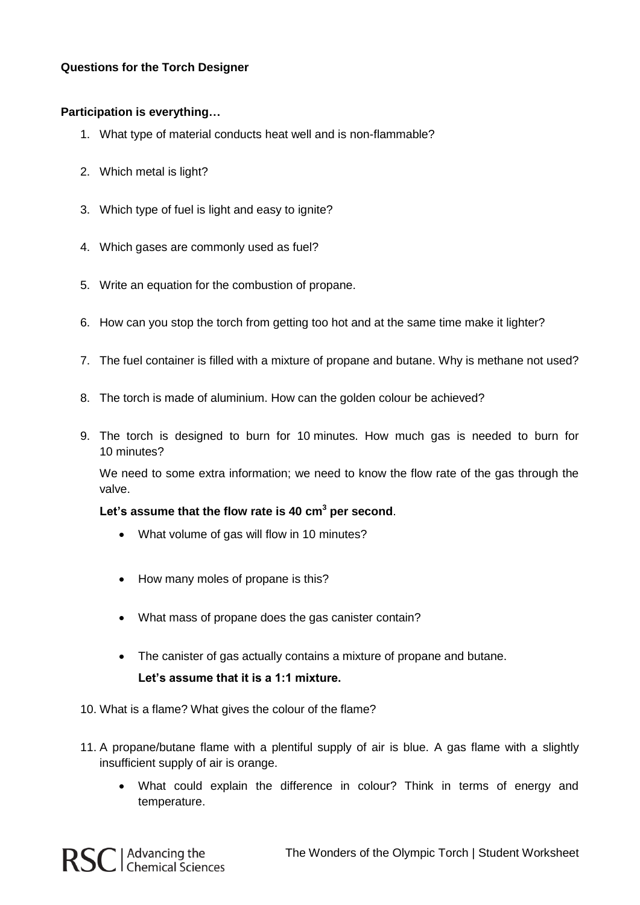**Questions for the Torch Designer**

**Participation is everything…**

1. What type of material conducts heat well and is non-flammable?
2. Which metal is light?
3. Which type of fuel is light and easy to ignite?
4. Which gases are commonly used as fuel?
5. Write an equation for the combustion of propane.
6. How can you stop the torch from getting too hot and at the same time make it lighter?
7. The fuel container is filled with a mixture of propane and butane. Why is methane not used?
8. The torch is made of aluminium. How can the golden colour be achieved?
9. The torch is designed to burn for 10 minutes. How much gas is needed to burn for 10 minutes?

   We need to some extra information; we need to know the flow rate of the gas through the valve.

   **Let's assume that the flow rate is 40 $cm^3$ per second**.

   - What volume of gas will flow in 10 minutes?
   - How many moles of propane is this?
   - What mass of propane does the gas canister contain?
   - The canister of gas actually contains a mixture of propane and butane.

     **Let's assume that it is a 1:1 mixture.**

10. What is a flame? What gives the colour of the flame?
11. A propane/butane flame with a plentiful supply of air is blue. A gas flame with a slightly insufficient supply of air is orange.
    - What could explain the difference in colour? Think in terms of energy and temperature.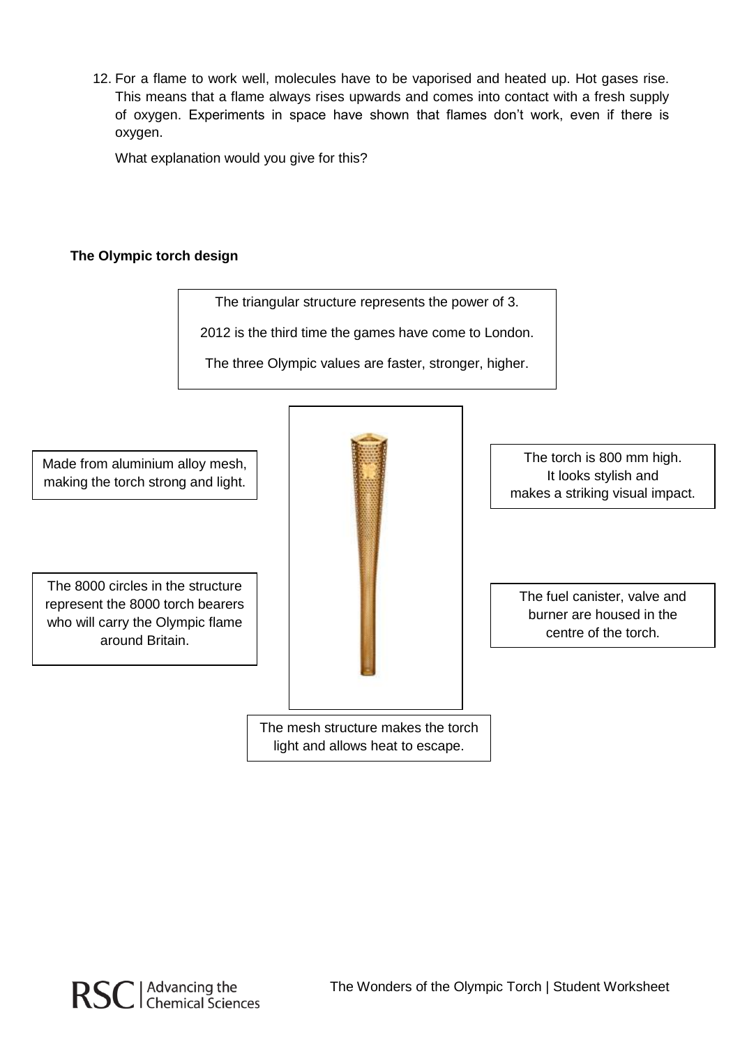12. For a flame to work well, molecules have to be vaporised and heated up. Hot gases rise. This means that a flame always rises upwards and comes into contact with a fresh supply of oxygen. Experiments in space have shown that flames don't work, even if there is oxygen.

    What explanation would you give for this?

**The Olympic torch design**

The triangular structure represents the power of 3.

2012 is the third time the games have come to London.

The three Olympic values are faster, stronger, higher.

Made from aluminium alloy mesh, making the torch strong and light.

The torch is 800 mm high. It looks stylish and makes a striking visual impact.

The 8000 circles in the structure represent the 8000 torch bearers who will carry the Olympic flame around Britain.

The fuel canister, valve and burner are housed in the centre of the torch.

The mesh structure makes the torch light and allows heat to escape.